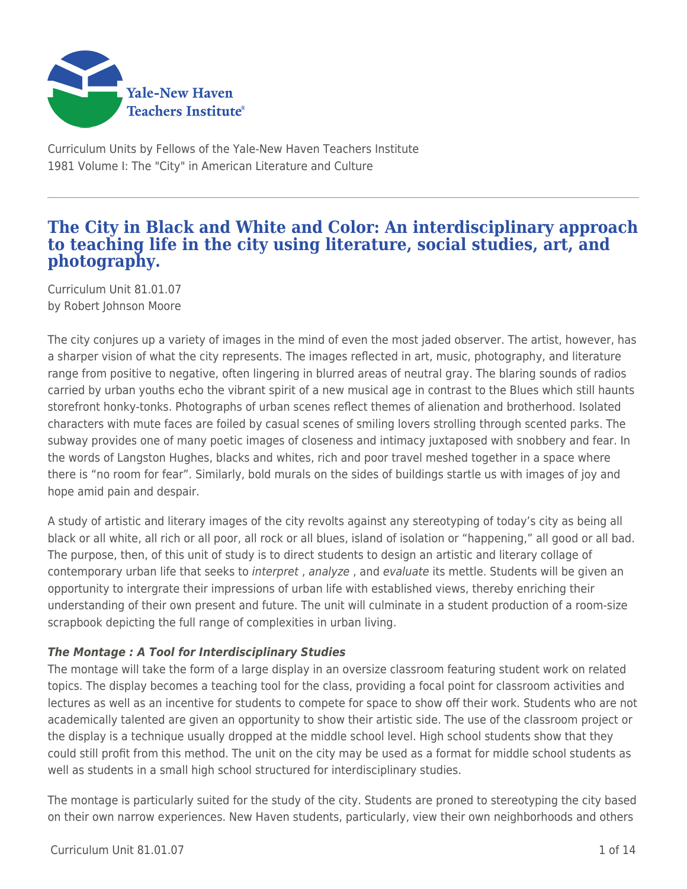Curriculum Units by Fellows of the Yale-New Haven Teachers Institute
1981 Volume I: The "City" in American Literature and Culture

# The City in Black and White and Color: An interdisciplinary approach to teaching life in the city using literature, social studies, art, and photography.

Curriculum Unit 81.01.07
by Robert Johnson Moore

The city conjures up a variety of images in the mind of even the most jaded observer. The artist, however, has a sharper vision of what the city represents. The images reflected in art, music, photography, and literature range from positive to negative, often lingering in blurred areas of neutral gray. The blaring sounds of radios carried by urban youths echo the vibrant spirit of a new musical age in contrast to the Blues which still haunts storefront honky-tonks. Photographs of urban scenes reflect themes of alienation and brotherhood. Isolated characters with mute faces are foiled by casual scenes of smiling lovers strolling through scented parks. The subway provides one of many poetic images of closeness and intimacy juxtaposed with snobbery and fear. In the words of Langston Hughes, blacks and whites, rich and poor travel meshed together in a space where there is "no room for fear". Similarly, bold murals on the sides of buildings startle us with images of joy and hope amid pain and despair.

A study of artistic and literary images of the city revolts against any stereotyping of today's city as being all black or all white, all rich or all poor, all rock or all blues, island of isolation or "happening," all good or all bad. The purpose, then, of this unit of study is to direct students to design an artistic and literary collage of contemporary urban life that seeks to *interpret* , *analyze* , and *evaluate* its mettle. Students will be given an opportunity to intergrate their impressions of urban life with established views, thereby enriching their understanding of their own present and future. The unit will culminate in a student production of a room-size scrapbook depicting the full range of complexities in urban living.

***The Montage : A Tool for Interdisciplinary Studies***

The montage will take the form of a large display in an oversize classroom featuring student work on related topics. The display becomes a teaching tool for the class, providing a focal point for classroom activities and lectures as well as an incentive for students to compete for space to show off their work. Students who are not academically talented are given an opportunity to show their artistic side. The use of the classroom project or the display is a technique usually dropped at the middle school level. High school students show that they could still profit from this method. The unit on the city may be used as a format for middle school students as well as students in a small high school structured for interdisciplinary studies.

The montage is particularly suited for the study of the city. Students are proned to stereotyping the city based on their own narrow experiences. New Haven students, particularly, view their own neighborhoods and others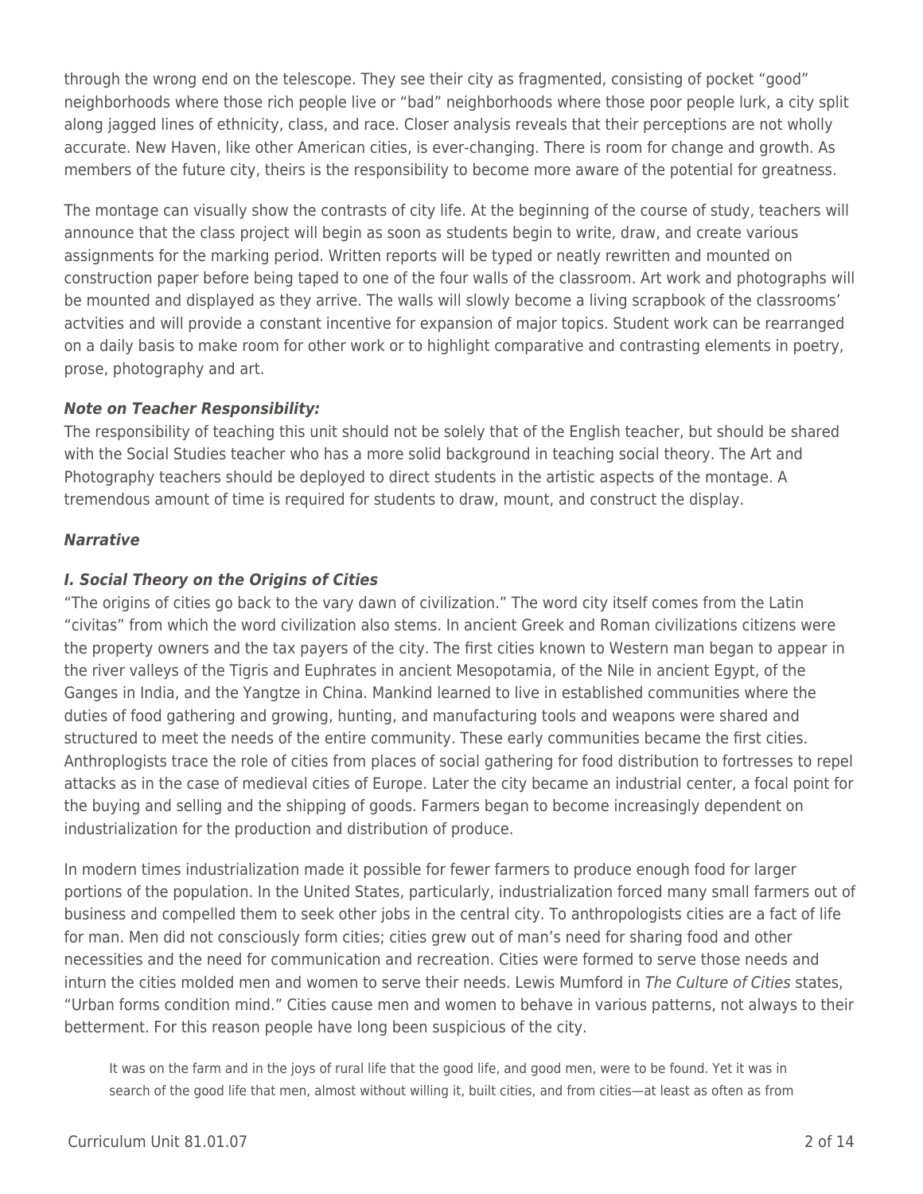through the wrong end on the telescope. They see their city as fragmented, consisting of pocket "good" neighborhoods where those rich people live or "bad" neighborhoods where those poor people lurk, a city split along jagged lines of ethnicity, class, and race. Closer analysis reveals that their perceptions are not wholly accurate. New Haven, like other American cities, is ever-changing. There is room for change and growth. As members of the future city, theirs is the responsibility to become more aware of the potential for greatness.

The montage can visually show the contrasts of city life. At the beginning of the course of study, teachers will announce that the class project will begin as soon as students begin to write, draw, and create various assignments for the marking period. Written reports will be typed or neatly rewritten and mounted on construction paper before being taped to one of the four walls of the classroom. Art work and photographs will be mounted and displayed as they arrive. The walls will slowly become a living scrapbook of the classrooms' actvities and will provide a constant incentive for expansion of major topics. Student work can be rearranged on a daily basis to make room for other work or to highlight comparative and contrasting elements in poetry, prose, photography and art.

***Note on Teacher Responsibility:***

The responsibility of teaching this unit should not be solely that of the English teacher, but should be shared with the Social Studies teacher who has a more solid background in teaching social theory. The Art and Photography teachers should be deployed to direct students in the artistic aspects of the montage. A tremendous amount of time is required for students to draw, mount, and construct the display.

***Narrative***

***I. Social Theory on the Origins of Cities***

"The origins of cities go back to the vary dawn of civilization." The word city itself comes from the Latin "civitas" from which the word civilization also stems. In ancient Greek and Roman civilizations citizens were the property owners and the tax payers of the city. The first cities known to Western man began to appear in the river valleys of the Tigris and Euphrates in ancient Mesopotamia, of the Nile in ancient Egypt, of the Ganges in India, and the Yangtze in China. Mankind learned to live in established communities where the duties of food gathering and growing, hunting, and manufacturing tools and weapons were shared and structured to meet the needs of the entire community. These early communities became the first cities. Anthroplogists trace the role of cities from places of social gathering for food distribution to fortresses to repel attacks as in the case of medieval cities of Europe. Later the city became an industrial center, a focal point for the buying and selling and the shipping of goods. Farmers began to become increasingly dependent on industrialization for the production and distribution of produce.

In modern times industrialization made it possible for fewer farmers to produce enough food for larger portions of the population. In the United States, particularly, industrialization forced many small farmers out of business and compelled them to seek other jobs in the central city. To anthropologists cities are a fact of life for man. Men did not consciously form cities; cities grew out of man's need for sharing food and other necessities and the need for communication and recreation. Cities were formed to serve those needs and inturn the cities molded men and women to serve their needs. Lewis Mumford in *The Culture of Cities* states, "Urban forms condition mind." Cities cause men and women to behave in various patterns, not always to their betterment. For this reason people have long been suspicious of the city.

> It was on the farm and in the joys of rural life that the good life, and good men, were to be found. Yet it was in search of the good life that men, almost without willing it, built cities, and from cities—at least as often as from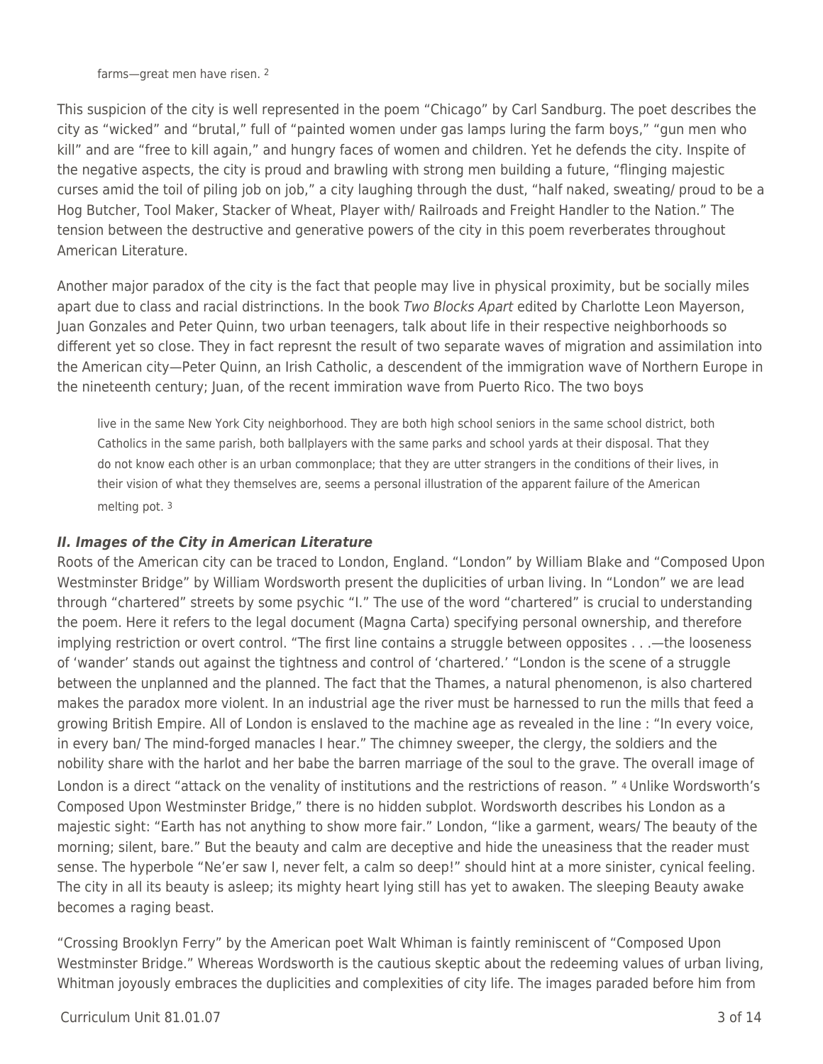> farms—great men have risen. [2]

This suspicion of the city is well represented in the poem "Chicago" by Carl Sandburg. The poet describes the city as "wicked" and "brutal," full of "painted women under gas lamps luring the farm boys," "gun men who kill" and are "free to kill again," and hungry faces of women and children. Yet he defends the city. Inspite of the negative aspects, the city is proud and brawling with strong men building a future, "flinging majestic curses amid the toil of piling job on job," a city laughing through the dust, "half naked, sweating/ proud to be a Hog Butcher, Tool Maker, Stacker of Wheat, Player with/ Railroads and Freight Handler to the Nation." The tension between the destructive and generative powers of the city in this poem reverberates throughout American Literature.

Another major paradox of the city is the fact that people may live in physical proximity, but be socially miles apart due to class and racial distrinctions. In the book *Two Blocks Apart* edited by Charlotte Leon Mayerson, Juan Gonzales and Peter Quinn, two urban teenagers, talk about life in their respective neighborhoods so different yet so close. They in fact represnt the result of two separate waves of migration and assimilation into the American city—Peter Quinn, an Irish Catholic, a descendent of the immigration wave of Northern Europe in the nineteenth century; Juan, of the recent immiration wave from Puerto Rico. The two boys

> live in the same New York City neighborhood. They are both high school seniors in the same school district, both Catholics in the same parish, both ballplayers with the same parks and school yards at their disposal. That they do not know each other is an urban commonplace; that they are utter strangers in the conditions of their lives, in their vision of what they themselves are, seems a personal illustration of the apparent failure of the American melting pot. [3]

### *II. Images of the City in American Literature*

Roots of the American city can be traced to London, England. "London" by William Blake and "Composed Upon Westminster Bridge" by William Wordsworth present the duplicities of urban living. In "London" we are lead through "chartered" streets by some psychic "I." The use of the word "chartered" is crucial to understanding the poem. Here it refers to the legal document (Magna Carta) specifying personal ownership, and therefore implying restriction or overt control. "The first line contains a struggle between opposites . . .—the looseness of 'wander' stands out against the tightness and control of 'chartered.' "London is the scene of a struggle between the unplanned and the planned. The fact that the Thames, a natural phenomenon, is also chartered makes the paradox more violent. In an industrial age the river must be harnessed to run the mills that feed a growing British Empire. All of London is enslaved to the machine age as revealed in the line : "In every voice, in every ban/ The mind-forged manacles I hear." The chimney sweeper, the clergy, the soldiers and the nobility share with the harlot and her babe the barren marriage of the soul to the grave. The overall image of London is a direct "attack on the venality of institutions and the restrictions of reason. " [4] Unlike Wordsworth's Composed Upon Westminster Bridge," there is no hidden subplot. Wordsworth describes his London as a majestic sight: "Earth has not anything to show more fair." London, "like a garment, wears/ The beauty of the morning; silent, bare." But the beauty and calm are deceptive and hide the uneasiness that the reader must sense. The hyperbole "Ne'er saw I, never felt, a calm so deep!" should hint at a more sinister, cynical feeling. The city in all its beauty is asleep; its mighty heart lying still has yet to awaken. The sleeping Beauty awake becomes a raging beast.

"Crossing Brooklyn Ferry" by the American poet Walt Whiman is faintly reminiscent of "Composed Upon Westminster Bridge." Whereas Wordsworth is the cautious skeptic about the redeeming values of urban living, Whitman joyously embraces the duplicities and complexities of city life. The images paraded before him from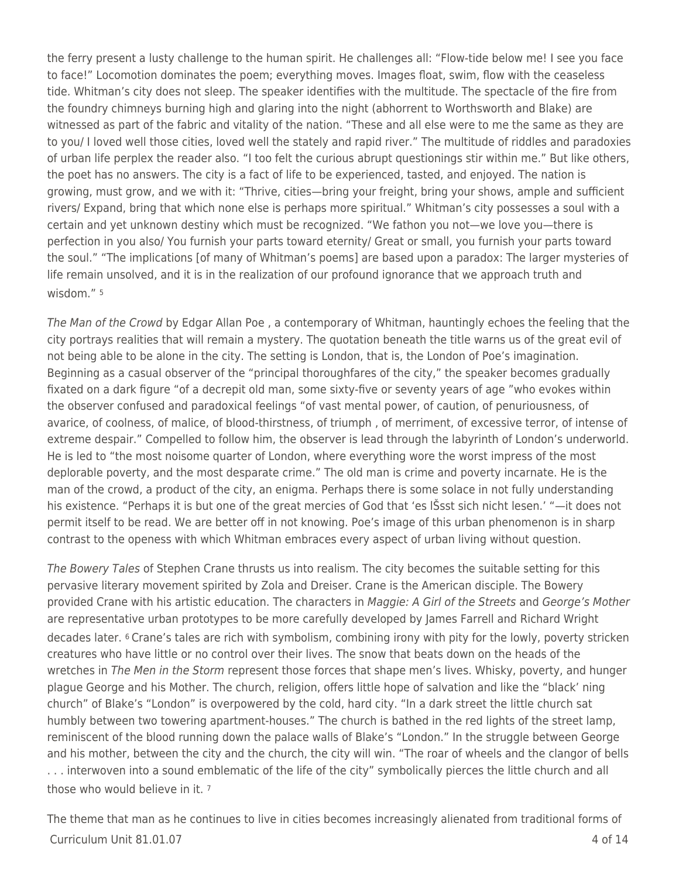the ferry present a lusty challenge to the human spirit. He challenges all: "Flow-tide below me! I see you face to face!" Locomotion dominates the poem; everything moves. Images float, swim, flow with the ceaseless tide. Whitman's city does not sleep. The speaker identifies with the multitude. The spectacle of the fire from the foundry chimneys burning high and glaring into the night (abhorrent to Worthsworth and Blake) are witnessed as part of the fabric and vitality of the nation. "These and all else were to me the same as they are to you/ I loved well those cities, loved well the stately and rapid river." The multitude of riddles and paradoxies of urban life perplex the reader also. "I too felt the curious abrupt questionings stir within me." But like others, the poet has no answers. The city is a fact of life to be experienced, tasted, and enjoyed. The nation is growing, must grow, and we with it: "Thrive, cities—bring your freight, bring your shows, ample and sufficient rivers/ Expand, bring that which none else is perhaps more spiritual." Whitman's city possesses a soul with a certain and yet unknown destiny which must be recognized. "We fathon you not—we love you—there is perfection in you also/ You furnish your parts toward eternity/ Great or small, you furnish your parts toward the soul." "The implications [of many of Whitman's poems] are based upon a paradox: The larger mysteries of life remain unsolved, and it is in the realization of our profound ignorance that we approach truth and wisdom." [5]

*The Man of the Crowd* by Edgar Allan Poe , a contemporary of Whitman, hauntingly echoes the feeling that the city portrays realities that will remain a mystery. The quotation beneath the title warns us of the great evil of not being able to be alone in the city. The setting is London, that is, the London of Poe's imagination. Beginning as a casual observer of the "principal thoroughfares of the city," the speaker becomes gradually fixated on a dark figure "of a decrepit old man, some sixty-five or seventy years of age "who evokes within the observer confused and paradoxical feelings "of vast mental power, of caution, of penuriousness, of avarice, of coolness, of malice, of blood-thirstness, of triumph , of merriment, of excessive terror, of intense of extreme despair." Compelled to follow him, the observer is lead through the labyrinth of London's underworld. He is led to "the most noisome quarter of London, where everything wore the worst impress of the most deplorable poverty, and the most desparate crime." The old man is crime and poverty incarnate. He is the man of the crowd, a product of the city, an enigma. Perhaps there is some solace in not fully understanding his existence. "Perhaps it is but one of the great mercies of God that 'es lŠsst sich nicht lesen.' "—it does not permit itself to be read. We are better off in not knowing. Poe's image of this urban phenomenon is in sharp contrast to the openess with which Whitman embraces every aspect of urban living without question.

*The Bowery Tales* of Stephen Crane thrusts us into realism. The city becomes the suitable setting for this pervasive literary movement spirited by Zola and Dreiser. Crane is the American disciple. The Bowery provided Crane with his artistic education. The characters in *Maggie: A Girl of the Streets* and *George's Mother* are representative urban prototypes to be more carefully developed by James Farrell and Richard Wright decades later. [6] Crane's tales are rich with symbolism, combining irony with pity for the lowly, poverty stricken creatures who have little or no control over their lives. The snow that beats down on the heads of the wretches in *The Men in the Storm* represent those forces that shape men's lives. Whisky, poverty, and hunger plague George and his Mother. The church, religion, offers little hope of salvation and like the "black' ning church" of Blake's "London" is overpowered by the cold, hard city. "In a dark street the little church sat humbly between two towering apartment-houses." The church is bathed in the red lights of the street lamp, reminiscent of the blood running down the palace walls of Blake's "London." In the struggle between George and his mother, between the city and the church, the city will win. "The roar of wheels and the clangor of bells . . . interwoven into a sound emblematic of the life of the city" symbolically pierces the little church and all those who would believe in it. [7]

The theme that man as he continues to live in cities becomes increasingly alienated from traditional forms of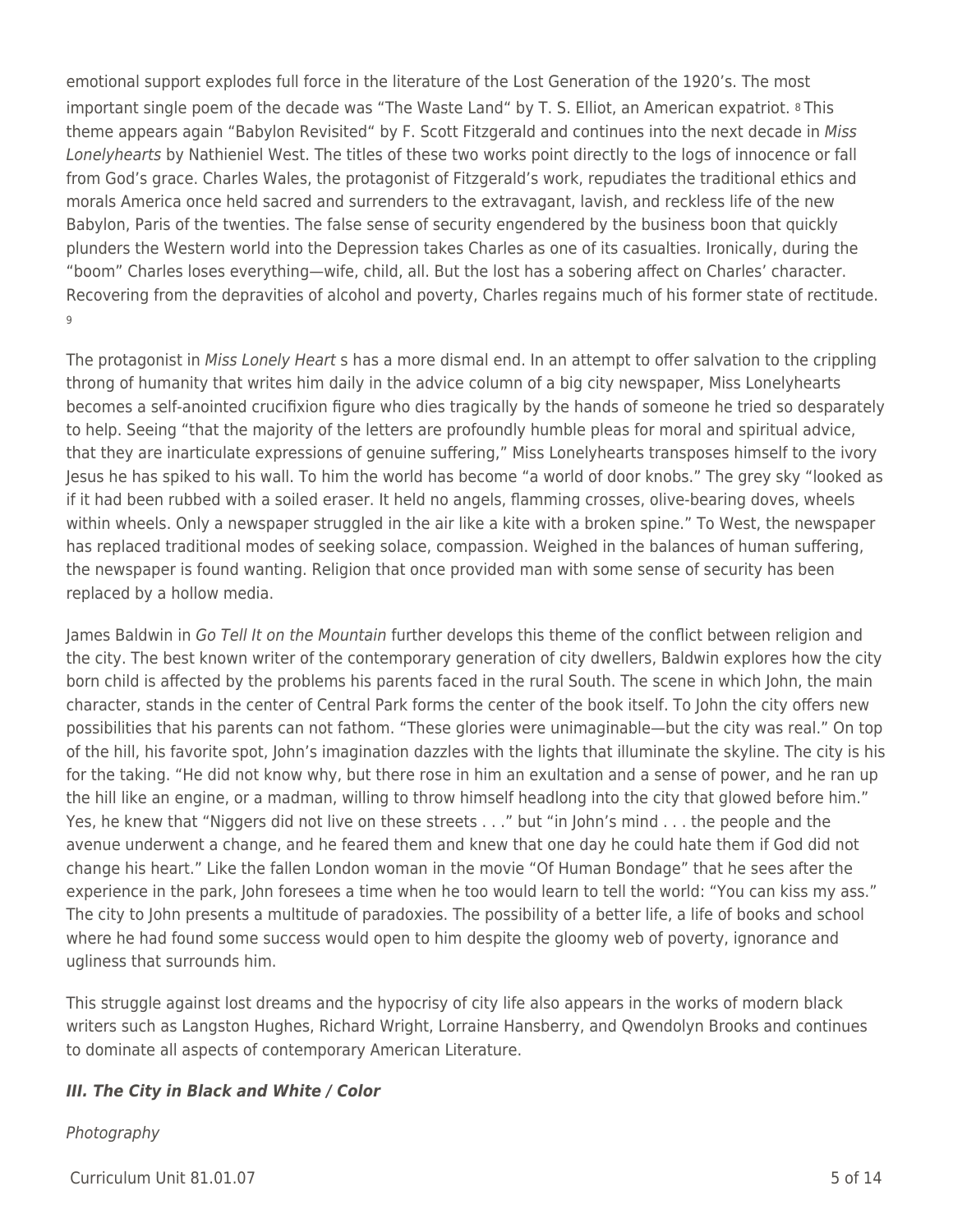emotional support explodes full force in the literature of the Lost Generation of the 1920's. The most important single poem of the decade was "The Waste Land" by T. S. Elliot, an American expatriot. [8] This theme appears again "Babylon Revisited" by F. Scott Fitzgerald and continues into the next decade in *Miss Lonelyhearts* by Nathieniel West. The titles of these two works point directly to the logs of innocence or fall from God's grace. Charles Wales, the protagonist of Fitzgerald's work, repudiates the traditional ethics and morals America once held sacred and surrenders to the extravagant, lavish, and reckless life of the new Babylon, Paris of the twenties. The false sense of security engendered by the business boon that quickly plunders the Western world into the Depression takes Charles as one of its casualties. Ironically, during the "boom" Charles loses everything—wife, child, all. But the lost has a sobering affect on Charles' character. Recovering from the depravities of alcohol and poverty, Charles regains much of his former state of rectitude. [9]

The protagonist in *Miss Lonely Heart* s has a more dismal end. In an attempt to offer salvation to the crippling throng of humanity that writes him daily in the advice column of a big city newspaper, Miss Lonelyhearts becomes a self-anointed crucifixion figure who dies tragically by the hands of someone he tried so desparately to help. Seeing "that the majority of the letters are profoundly humble pleas for moral and spiritual advice, that they are inarticulate expressions of genuine suffering," Miss Lonelyhearts transposes himself to the ivory Jesus he has spiked to his wall. To him the world has become "a world of door knobs." The grey sky "looked as if it had been rubbed with a soiled eraser. It held no angels, flamming crosses, olive-bearing doves, wheels within wheels. Only a newspaper struggled in the air like a kite with a broken spine." To West, the newspaper has replaced traditional modes of seeking solace, compassion. Weighed in the balances of human suffering, the newspaper is found wanting. Religion that once provided man with some sense of security has been replaced by a hollow media.

James Baldwin in *Go Tell It on the Mountain* further develops this theme of the conflict between religion and the city. The best known writer of the contemporary generation of city dwellers, Baldwin explores how the city born child is affected by the problems his parents faced in the rural South. The scene in which John, the main character, stands in the center of Central Park forms the center of the book itself. To John the city offers new possibilities that his parents can not fathom. "These glories were unimaginable—but the city was real." On top of the hill, his favorite spot, John's imagination dazzles with the lights that illuminate the skyline. The city is his for the taking. "He did not know why, but there rose in him an exultation and a sense of power, and he ran up the hill like an engine, or a madman, willing to throw himself headlong into the city that glowed before him." Yes, he knew that "Niggers did not live on these streets . . ." but "in John's mind . . . the people and the avenue underwent a change, and he feared them and knew that one day he could hate them if God did not change his heart." Like the fallen London woman in the movie "Of Human Bondage" that he sees after the experience in the park, John foresees a time when he too would learn to tell the world: "You can kiss my ass." The city to John presents a multitude of paradoxies. The possibility of a better life, a life of books and school where he had found some success would open to him despite the gloomy web of poverty, ignorance and ugliness that surrounds him.

This struggle against lost dreams and the hypocrisy of city life also appears in the works of modern black writers such as Langston Hughes, Richard Wright, Lorraine Hansberry, and Qwendolyn Brooks and continues to dominate all aspects of contemporary American Literature.

### ***III. The City in Black and White / Color***

*Photography*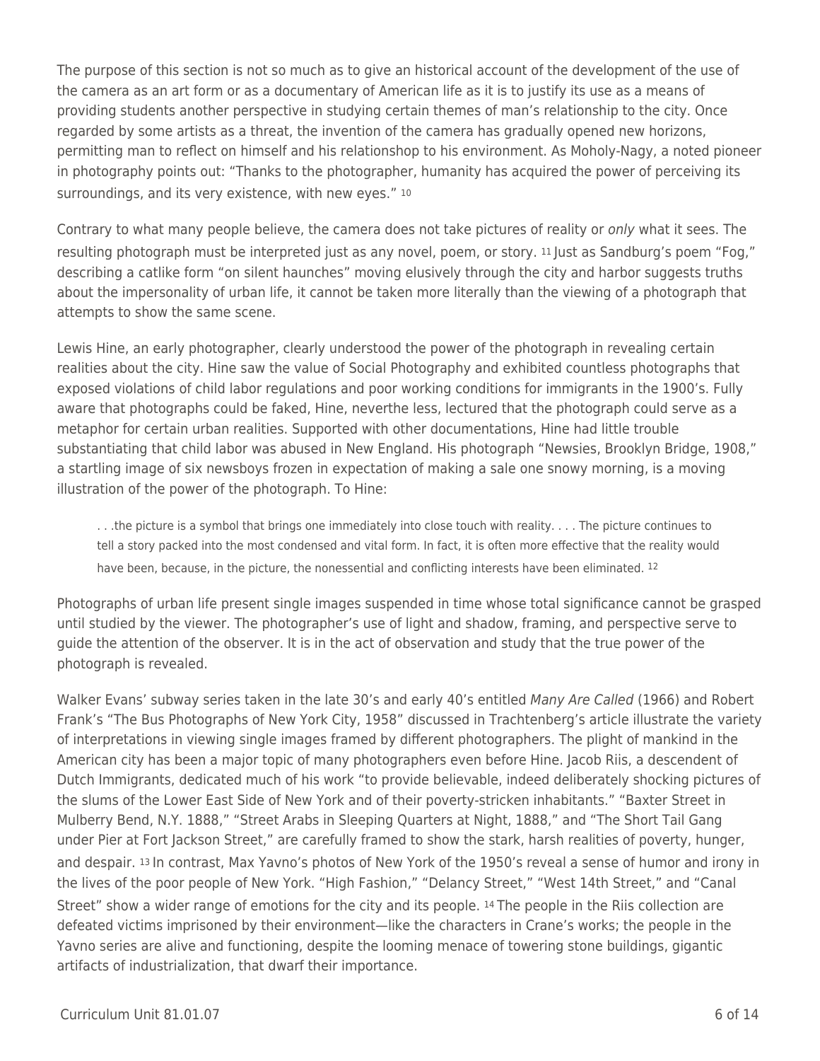The purpose of this section is not so much as to give an historical account of the development of the use of the camera as an art form or as a documentary of American life as it is to justify its use as a means of providing students another perspective in studying certain themes of man's relationship to the city. Once regarded by some artists as a threat, the invention of the camera has gradually opened new horizons, permitting man to reflect on himself and his relationshop to his environment. As Moholy-Nagy, a noted pioneer in photography points out: "Thanks to the photographer, humanity has acquired the power of perceiving its surroundings, and its very existence, with new eyes." [10]

Contrary to what many people believe, the camera does not take pictures of reality or *only* what it sees. The resulting photograph must be interpreted just as any novel, poem, or story. [11] Just as Sandburg's poem "Fog," describing a catlike form "on silent haunches" moving elusively through the city and harbor suggests truths about the impersonality of urban life, it cannot be taken more literally than the viewing of a photograph that attempts to show the same scene.

Lewis Hine, an early photographer, clearly understood the power of the photograph in revealing certain realities about the city. Hine saw the value of Social Photography and exhibited countless photographs that exposed violations of child labor regulations and poor working conditions for immigrants in the 1900's. Fully aware that photographs could be faked, Hine, neverthe less, lectured that the photograph could serve as a metaphor for certain urban realities. Supported with other documentations, Hine had little trouble substantiating that child labor was abused in New England. His photograph "Newsies, Brooklyn Bridge, 1908," a startling image of six newsboys frozen in expectation of making a sale one snowy morning, is a moving illustration of the power of the photograph. To Hine:

> . . .the picture is a symbol that brings one immediately into close touch with reality. . . . The picture continues to tell a story packed into the most condensed and vital form. In fact, it is often more effective that the reality would have been, because, in the picture, the nonessential and conflicting interests have been eliminated. [12]

Photographs of urban life present single images suspended in time whose total significance cannot be grasped until studied by the viewer. The photographer's use of light and shadow, framing, and perspective serve to guide the attention of the observer. It is in the act of observation and study that the true power of the photograph is revealed.

Walker Evans' subway series taken in the late 30's and early 40's entitled *Many Are Called* (1966) and Robert Frank's "The Bus Photographs of New York City, 1958" discussed in Trachtenberg's article illustrate the variety of interpretations in viewing single images framed by different photographers. The plight of mankind in the American city has been a major topic of many photographers even before Hine. Jacob Riis, a descendent of Dutch Immigrants, dedicated much of his work "to provide believable, indeed deliberately shocking pictures of the slums of the Lower East Side of New York and of their poverty-stricken inhabitants." "Baxter Street in Mulberry Bend, N.Y. 1888," "Street Arabs in Sleeping Quarters at Night, 1888," and "The Short Tail Gang under Pier at Fort Jackson Street," are carefully framed to show the stark, harsh realities of poverty, hunger, and despair. [13] In contrast, Max Yavno's photos of New York of the 1950's reveal a sense of humor and irony in the lives of the poor people of New York. "High Fashion," "Delancy Street," "West 14th Street," and "Canal Street" show a wider range of emotions for the city and its people. [14] The people in the Riis collection are defeated victims imprisoned by their environment—like the characters in Crane's works; the people in the Yavno series are alive and functioning, despite the looming menace of towering stone buildings, gigantic artifacts of industrialization, that dwarf their importance.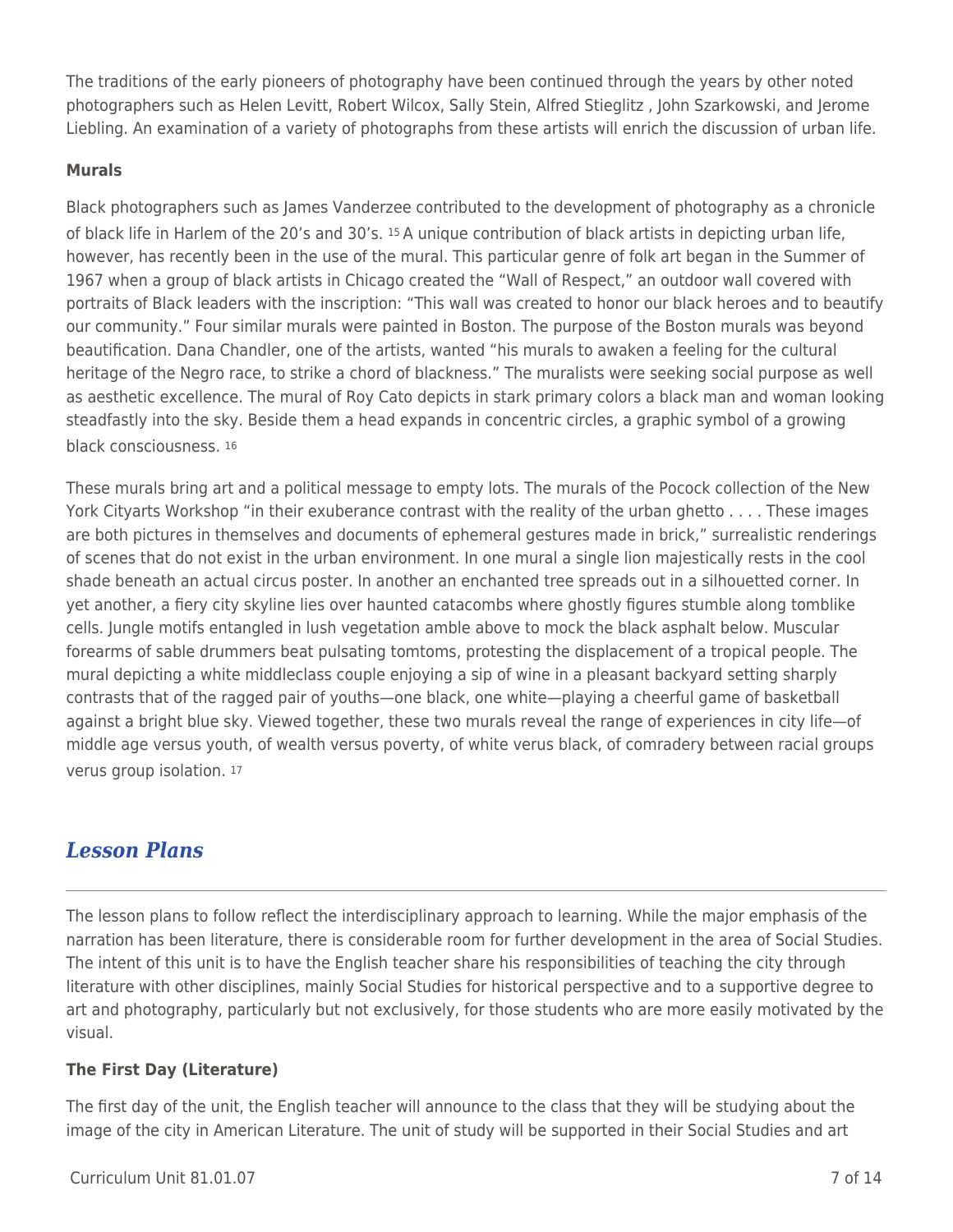The traditions of the early pioneers of photography have been continued through the years by other noted photographers such as Helen Levitt, Robert Wilcox, Sally Stein, Alfred Stieglitz , John Szarkowski, and Jerome Liebling. An examination of a variety of photographs from these artists will enrich the discussion of urban life.

**Murals**

Black photographers such as James Vanderzee contributed to the development of photography as a chronicle of black life in Harlem of the 20's and 30's. [15] A unique contribution of black artists in depicting urban life, however, has recently been in the use of the mural. This particular genre of folk art began in the Summer of 1967 when a group of black artists in Chicago created the "Wall of Respect," an outdoor wall covered with portraits of Black leaders with the inscription: "This wall was created to honor our black heroes and to beautify our community." Four similar murals were painted in Boston. The purpose of the Boston murals was beyond beautification. Dana Chandler, one of the artists, wanted "his murals to awaken a feeling for the cultural heritage of the Negro race, to strike a chord of blackness." The muralists were seeking social purpose as well as aesthetic excellence. The mural of Roy Cato depicts in stark primary colors a black man and woman looking steadfastly into the sky. Beside them a head expands in concentric circles, a graphic symbol of a growing black consciousness. [16]

These murals bring art and a political message to empty lots. The murals of the Pocock collection of the New York Cityarts Workshop "in their exuberance contrast with the reality of the urban ghetto . . . . These images are both pictures in themselves and documents of ephemeral gestures made in brick," surrealistic renderings of scenes that do not exist in the urban environment. In one mural a single lion majestically rests in the cool shade beneath an actual circus poster. In another an enchanted tree spreads out in a silhouetted corner. In yet another, a fiery city skyline lies over haunted catacombs where ghostly figures stumble along tomblike cells. Jungle motifs entangled in lush vegetation amble above to mock the black asphalt below. Muscular forearms of sable drummers beat pulsating tomtoms, protesting the displacement of a tropical people. The mural depicting a white middleclass couple enjoying a sip of wine in a pleasant backyard setting sharply contrasts that of the ragged pair of youths—one black, one white—playing a cheerful game of basketball against a bright blue sky. Viewed together, these two murals reveal the range of experiences in city life—of middle age versus youth, of wealth versus poverty, of white verus black, of comradery between racial groups verus group isolation. [17]

## *Lesson Plans*

The lesson plans to follow reflect the interdisciplinary approach to learning. While the major emphasis of the narration has been literature, there is considerable room for further development in the area of Social Studies. The intent of this unit is to have the English teacher share his responsibilities of teaching the city through literature with other disciplines, mainly Social Studies for historical perspective and to a supportive degree to art and photography, particularly but not exclusively, for those students who are more easily motivated by the visual.

**The First Day (Literature)**

The first day of the unit, the English teacher will announce to the class that they will be studying about the image of the city in American Literature. The unit of study will be supported in their Social Studies and art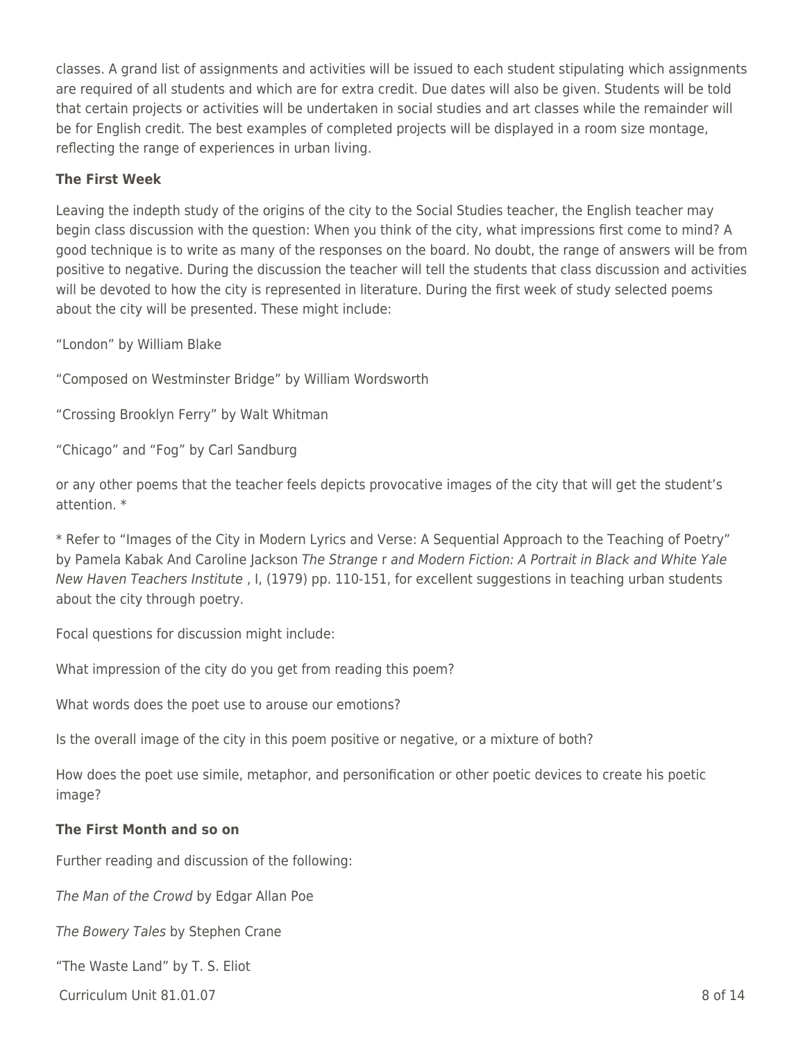classes. A grand list of assignments and activities will be issued to each student stipulating which assignments are required of all students and which are for extra credit. Due dates will also be given. Students will be told that certain projects or activities will be undertaken in social studies and art classes while the remainder will be for English credit. The best examples of completed projects will be displayed in a room size montage, reflecting the range of experiences in urban living.

**The First Week**

Leaving the indepth study of the origins of the city to the Social Studies teacher, the English teacher may begin class discussion with the question: When you think of the city, what impressions first come to mind? A good technique is to write as many of the responses on the board. No doubt, the range of answers will be from positive to negative. During the discussion the teacher will tell the students that class discussion and activities will be devoted to how the city is represented in literature. During the first week of study selected poems about the city will be presented. These might include:

"London" by William Blake

"Composed on Westminster Bridge" by William Wordsworth

"Crossing Brooklyn Ferry" by Walt Whitman

"Chicago" and "Fog" by Carl Sandburg

or any other poems that the teacher feels depicts provocative images of the city that will get the student's attention. *

* Refer to "Images of the City in Modern Lyrics and Verse: A Sequential Approach to the Teaching of Poetry" by Pamela Kabak And Caroline Jackson *The Strange* r *and Modern Fiction: A Portrait in Black and White Yale New Haven Teachers Institute* , I, (1979) pp. 110-151, for excellent suggestions in teaching urban students about the city through poetry.

Focal questions for discussion might include:

What impression of the city do you get from reading this poem?

What words does the poet use to arouse our emotions?

Is the overall image of the city in this poem positive or negative, or a mixture of both?

How does the poet use simile, metaphor, and personification or other poetic devices to create his poetic image?

**The First Month and so on**

Further reading and discussion of the following:

*The Man of the Crowd* by Edgar Allan Poe

*The Bowery Tales* by Stephen Crane

"The Waste Land" by T. S. Eliot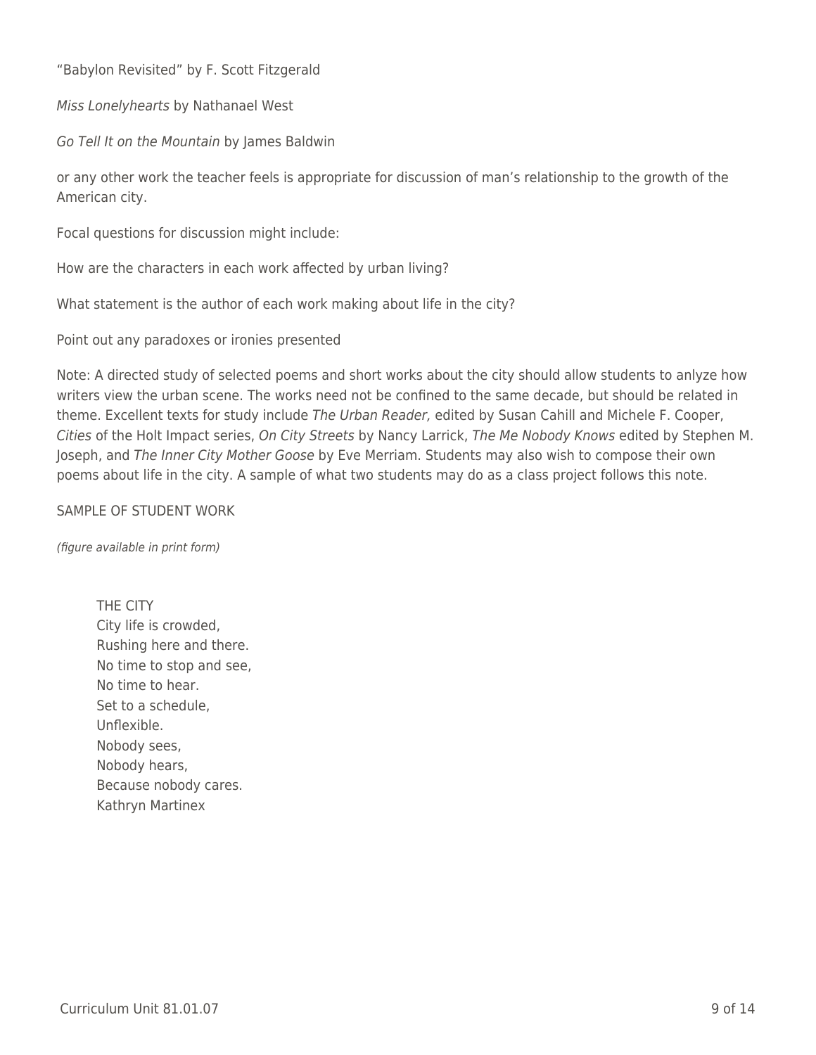"Babylon Revisited" by F. Scott Fitzgerald

*Miss Lonelyhearts* by Nathanael West

*Go Tell It on the Mountain* by James Baldwin

or any other work the teacher feels is appropriate for discussion of man's relationship to the growth of the American city.

Focal questions for discussion might include:

How are the characters in each work affected by urban living?

What statement is the author of each work making about life in the city?

Point out any paradoxes or ironies presented

Note: A directed study of selected poems and short works about the city should allow students to anlyze how writers view the urban scene. The works need not be confined to the same decade, but should be related in theme. Excellent texts for study include *The Urban Reader,* edited by Susan Cahill and Michele F. Cooper, *Cities* of the Holt Impact series, *On City Streets* by Nancy Larrick, *The Me Nobody Knows* edited by Stephen M. Joseph, and *The Inner City Mother Goose* by Eve Merriam. Students may also wish to compose their own poems about life in the city. A sample of what two students may do as a class project follows this note.

SAMPLE OF STUDENT WORK

*(figure available in print form)*

THE CITY  
City life is crowded,  
Rushing here and there.  
No time to stop and see,  
No time to hear.  
Set to a schedule,  
Unflexible.  
Nobody sees,  
Nobody hears,  
Because nobody cares.  
Kathryn Martinex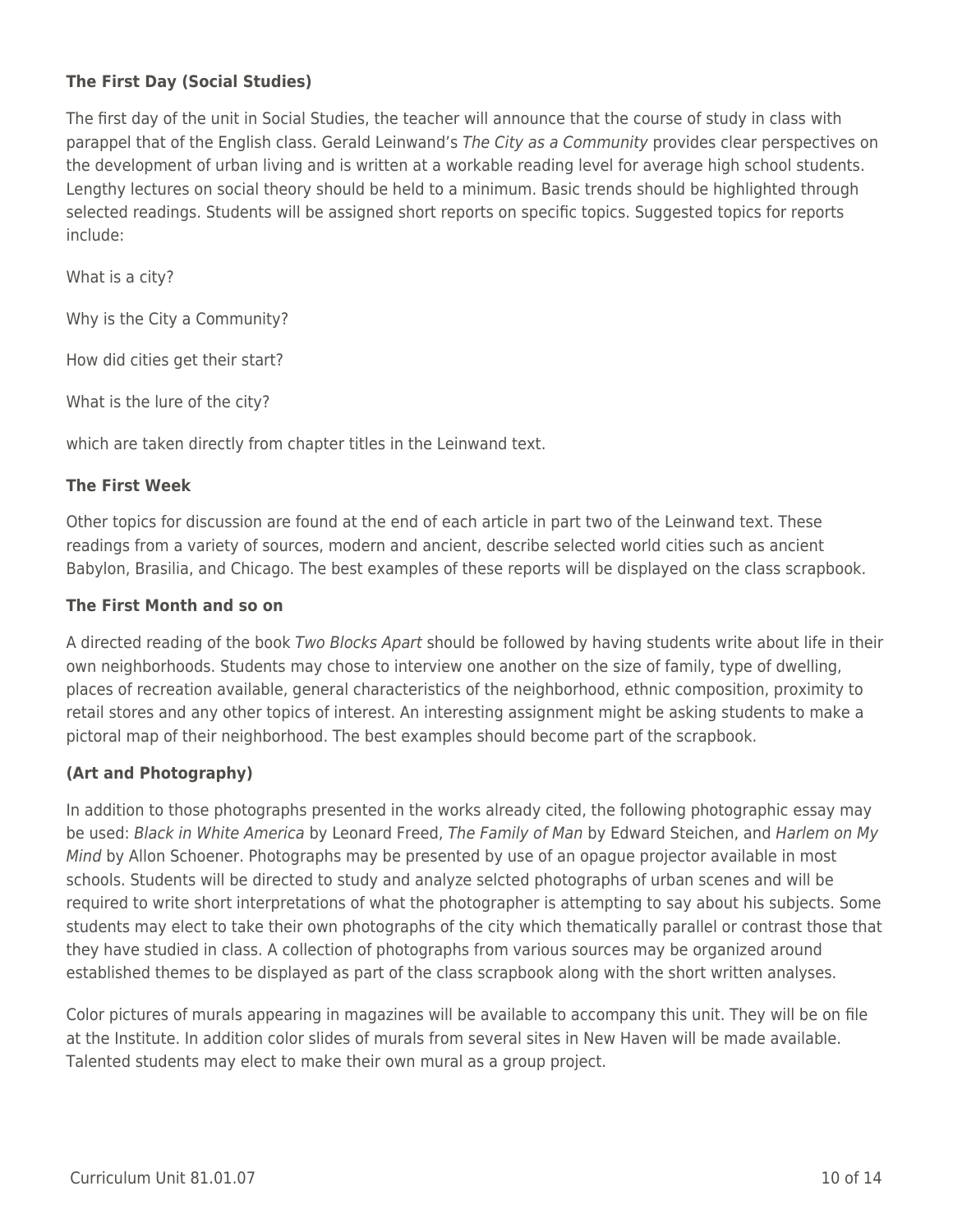### The First Day (Social Studies)

The first day of the unit in Social Studies, the teacher will announce that the course of study in class with parappel that of the English class. Gerald Leinwand's *The City as a Community* provides clear perspectives on the development of urban living and is written at a workable reading level for average high school students. Lengthy lectures on social theory should be held to a minimum. Basic trends should be highlighted through selected readings. Students will be assigned short reports on specific topics. Suggested topics for reports include:

What is a city?

Why is the City a Community?

How did cities get their start?

What is the lure of the city?

which are taken directly from chapter titles in the Leinwand text.

### The First Week

Other topics for discussion are found at the end of each article in part two of the Leinwand text. These readings from a variety of sources, modern and ancient, describe selected world cities such as ancient Babylon, Brasilia, and Chicago. The best examples of these reports will be displayed on the class scrapbook.

### The First Month and so on

A directed reading of the book *Two Blocks Apart* should be followed by having students write about life in their own neighborhoods. Students may chose to interview one another on the size of family, type of dwelling, places of recreation available, general characteristics of the neighborhood, ethnic composition, proximity to retail stores and any other topics of interest. An interesting assignment might be asking students to make a pictoral map of their neighborhood. The best examples should become part of the scrapbook.

### (Art and Photography)

In addition to those photographs presented in the works already cited, the following photographic essay may be used: *Black in White America* by Leonard Freed, *The Family of Man* by Edward Steichen, and *Harlem on My Mind* by Allon Schoener. Photographs may be presented by use of an opague projector available in most schools. Students will be directed to study and analyze selcted photographs of urban scenes and will be required to write short interpretations of what the photographer is attempting to say about his subjects. Some students may elect to take their own photographs of the city which thematically parallel or contrast those that they have studied in class. A collection of photographs from various sources may be organized around established themes to be displayed as part of the class scrapbook along with the short written analyses.

Color pictures of murals appearing in magazines will be available to accompany this unit. They will be on file at the Institute. In addition color slides of murals from several sites in New Haven will be made available. Talented students may elect to make their own mural as a group project.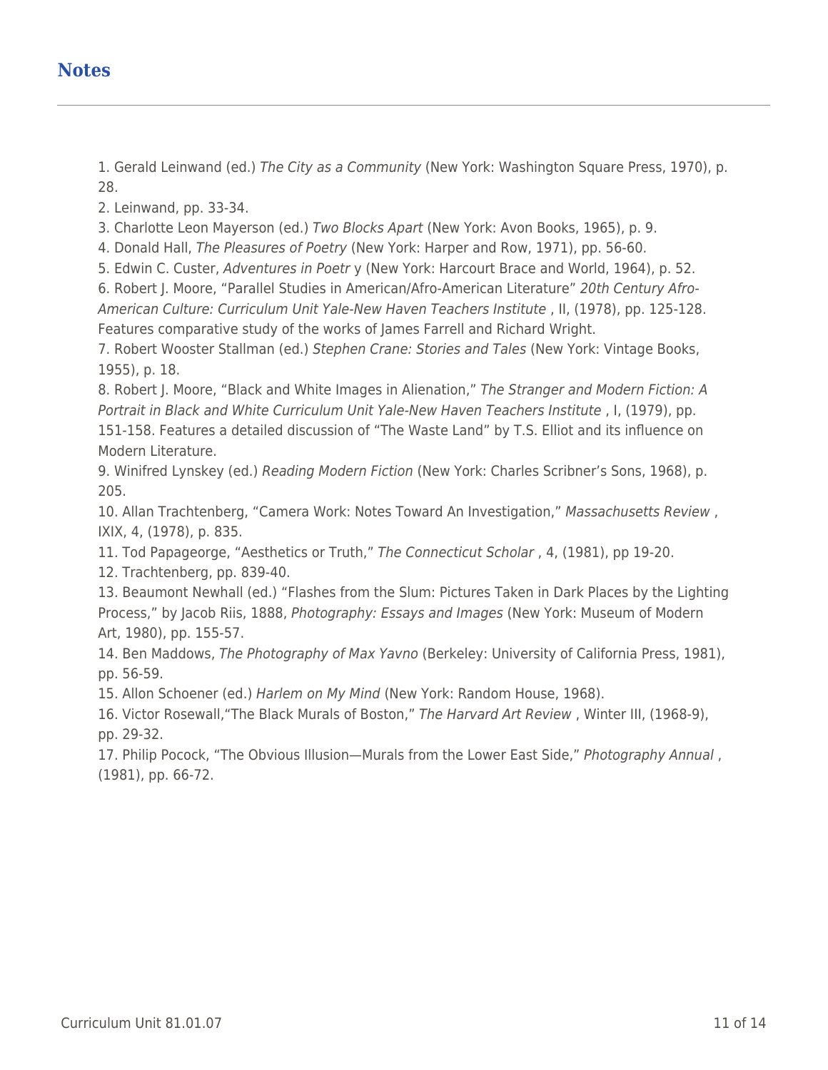## Notes

1. Gerald Leinwand (ed.) *The City as a Community* (New York: Washington Square Press, 1970), p. 28.
2. Leinwand, pp. 33-34.
3. Charlotte Leon Mayerson (ed.) *Two Blocks Apart* (New York: Avon Books, 1965), p. 9.
4. Donald Hall, *The Pleasures of Poetry* (New York: Harper and Row, 1971), pp. 56-60.
5. Edwin C. Custer, *Adventures in Poetr* y (New York: Harcourt Brace and World, 1964), p. 52.
6. Robert J. Moore, "Parallel Studies in American/Afro-American Literature" *20th Century Afro-American Culture: Curriculum Unit Yale-New Haven Teachers Institute* , II, (1978), pp. 125-128. Features comparative study of the works of James Farrell and Richard Wright.
7. Robert Wooster Stallman (ed.) *Stephen Crane: Stories and Tales* (New York: Vintage Books, 1955), p. 18.
8. Robert J. Moore, "Black and White Images in Alienation," *The Stranger and Modern Fiction: A Portrait in Black and White Curriculum Unit Yale-New Haven Teachers Institute* , I, (1979), pp. 151-158. Features a detailed discussion of "The Waste Land" by T.S. Elliot and its influence on Modern Literature.
9. Winifred Lynskey (ed.) *Reading Modern Fiction* (New York: Charles Scribner's Sons, 1968), p. 205.
10. Allan Trachtenberg, "Camera Work: Notes Toward An Investigation," *Massachusetts Review* , IXIX, 4, (1978), p. 835.
11. Tod Papageorge, "Aesthetics or Truth," *The Connecticut Scholar* , 4, (1981), pp 19-20.
12. Trachtenberg, pp. 839-40.
13. Beaumont Newhall (ed.) "Flashes from the Slum: Pictures Taken in Dark Places by the Lighting Process," by Jacob Riis, 1888, *Photography: Essays and Images* (New York: Museum of Modern Art, 1980), pp. 155-57.
14. Ben Maddows, *The Photography of Max Yavno* (Berkeley: University of California Press, 1981), pp. 56-59.
15. Allon Schoener (ed.) *Harlem on My Mind* (New York: Random House, 1968).
16. Victor Rosewall,"The Black Murals of Boston," *The Harvard Art Review* , Winter III, (1968-9), pp. 29-32.
17. Philip Pocock, "The Obvious Illusion—Murals from the Lower East Side," *Photography Annual* , (1981), pp. 66-72.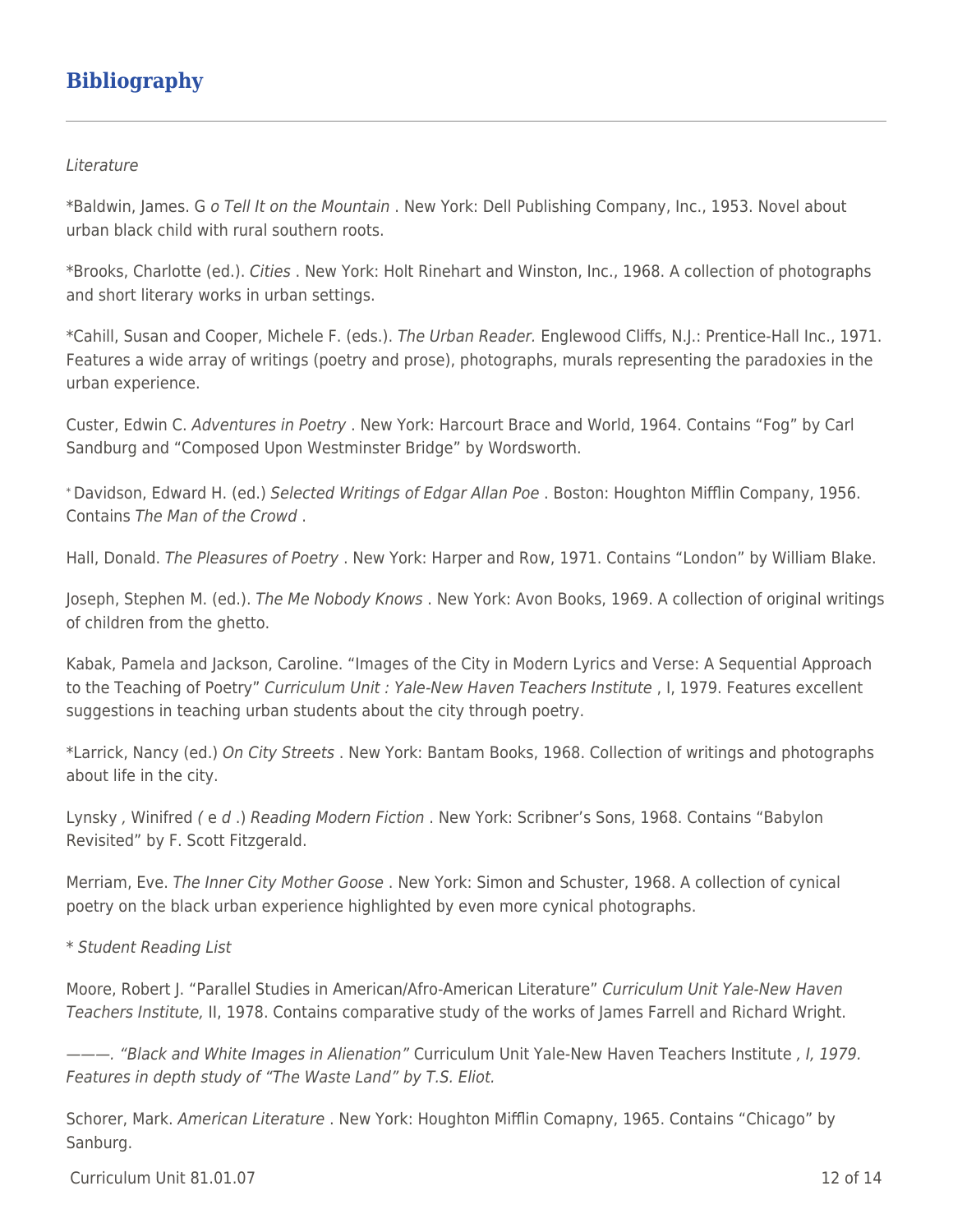## Bibliography

*Literature*

*Baldwin, James. *Go Tell It on the Mountain*. New York: Dell Publishing Company, Inc., 1953. Novel about urban black child with rural southern roots.

*Brooks, Charlotte (ed.). *Cities*. New York: Holt Rinehart and Winston, Inc., 1968. A collection of photographs and short literary works in urban settings.

*Cahill, Susan and Cooper, Michele F. (eds.). *The Urban Reader.* Englewood Cliffs, N.J.: Prentice-Hall Inc., 1971. Features a wide array of writings (poetry and prose), photographs, murals representing the paradoxes in the urban experience.

Custer, Edwin C. *Adventures in Poetry*. New York: Harcourt Brace and World, 1964. Contains "Fog" by Carl Sandburg and "Composed Upon Westminster Bridge" by Wordsworth.

*Davidson, Edward H. (ed.) *Selected Writings of Edgar Allan Poe*. Boston: Houghton Mifflin Company, 1956. Contains *The Man of the Crowd*.

Hall, Donald. *The Pleasures of Poetry*. New York: Harper and Row, 1971. Contains "London" by William Blake.

Joseph, Stephen M. (ed.). *The Me Nobody Knows*. New York: Avon Books, 1969. A collection of original writings of children from the ghetto.

Kabak, Pamela and Jackson, Caroline. "Images of the City in Modern Lyrics and Verse: A Sequential Approach to the Teaching of Poetry" *Curriculum Unit : Yale-New Haven Teachers Institute*, I, 1979. Features excellent suggestions in teaching urban students about the city through poetry.

*Larrick, Nancy (ed.) *On City Streets*. New York: Bantam Books, 1968. Collection of writings and photographs about life in the city.

Lynsky, Winifred (ed.) *Reading Modern Fiction*. New York: Scribner's Sons, 1968. Contains "Babylon Revisited" by F. Scott Fitzgerald.

Merriam, Eve. *The Inner City Mother Goose*. New York: Simon and Schuster, 1968. A collection of cynical poetry on the black urban experience highlighted by even more cynical photographs.

* *Student Reading List*

Moore, Robert J. "Parallel Studies in American/Afro-American Literature" *Curriculum Unit Yale-New Haven Teachers Institute,* II, 1978. Contains comparative study of the works of James Farrell and Richard Wright.

———. *"Black and White Images in Alienation"* Curriculum Unit Yale-New Haven Teachers Institute *, I, 1979. Features in depth study of "The Waste Land" by T.S. Eliot.*

Schorer, Mark. *American Literature*. New York: Houghton Mifflin Comapny, 1965. Contains "Chicago" by Sanburg.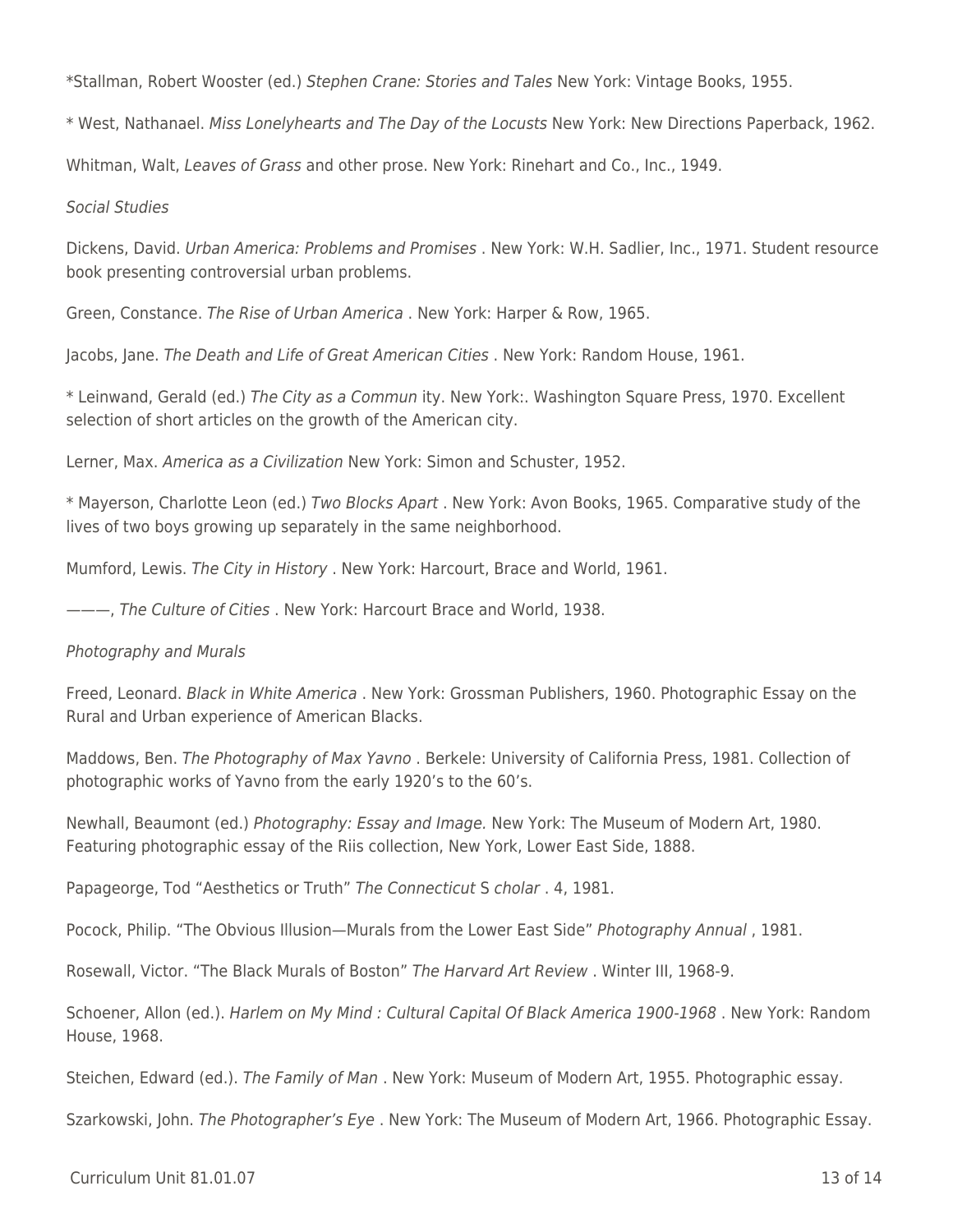*Stallman, Robert Wooster (ed.) *Stephen Crane: Stories and Tales* New York: Vintage Books, 1955.

* West, Nathanael. *Miss Lonelyhearts and The Day of the Locusts* New York: New Directions Paperback, 1962.

Whitman, Walt, *Leaves of Grass* and other prose. New York: Rinehart and Co., Inc., 1949.

*Social Studies*

Dickens, David. *Urban America: Problems and Promises* . New York: W.H. Sadlier, Inc., 1971. Student resource book presenting controversial urban problems.

Green, Constance. *The Rise of Urban America* . New York: Harper & Row, 1965.

Jacobs, Jane. *The Death and Life of Great American Cities* . New York: Random House, 1961.

* Leinwand, Gerald (ed.) *The City as a Commun* ity. New York:. Washington Square Press, 1970. Excellent selection of short articles on the growth of the American city.

Lerner, Max. *America as a Civilization* New York: Simon and Schuster, 1952.

* Mayerson, Charlotte Leon (ed.) *Two Blocks Apart* . New York: Avon Books, 1965. Comparative study of the lives of two boys growing up separately in the same neighborhood.

Mumford, Lewis. *The City in History* . New York: Harcourt, Brace and World, 1961.

———, *The Culture of Cities* . New York: Harcourt Brace and World, 1938.

*Photography and Murals*

Freed, Leonard. *Black in White America* . New York: Grossman Publishers, 1960. Photographic Essay on the Rural and Urban experience of American Blacks.

Maddows, Ben. *The Photography of Max Yavno* . Berkele: University of California Press, 1981. Collection of photographic works of Yavno from the early 1920's to the 60's.

Newhall, Beaumont (ed.) *Photography: Essay and Image.* New York: The Museum of Modern Art, 1980. Featuring photographic essay of the Riis collection, New York, Lower East Side, 1888.

Papageorge, Tod "Aesthetics or Truth" *The Connecticut* S *cholar* . 4, 1981.

Pocock, Philip. "The Obvious Illusion—Murals from the Lower East Side" *Photography Annual* , 1981.

Rosewall, Victor. "The Black Murals of Boston" *The Harvard Art Review* . Winter III, 1968-9.

Schoener, Allon (ed.). *Harlem on My Mind : Cultural Capital Of Black America 1900-1968* . New York: Random House, 1968.

Steichen, Edward (ed.). *The Family of Man* . New York: Museum of Modern Art, 1955. Photographic essay.

Szarkowski, John. *The Photographer's Eye* . New York: The Museum of Modern Art, 1966. Photographic Essay.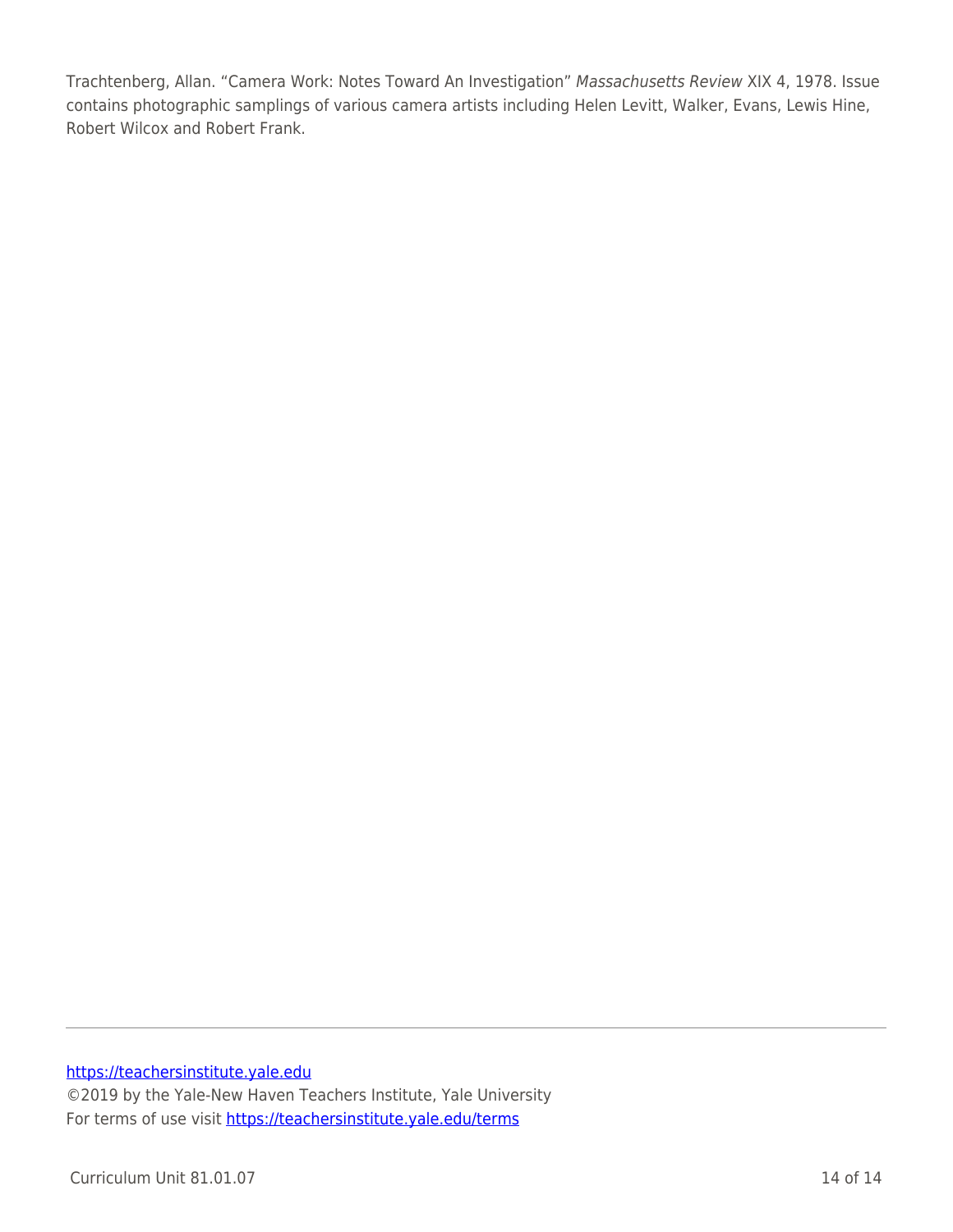Trachtenberg, Allan. “Camera Work: Notes Toward An Investigation” *Massachusetts Review* XIX 4, 1978. Issue contains photographic samplings of various camera artists including Helen Levitt, Walker, Evans, Lewis Hine, Robert Wilcox and Robert Frank.

https://teachersinstitute.yale.edu
©2019 by the Yale-New Haven Teachers Institute, Yale University
For terms of use visit https://teachersinstitute.yale.edu/terms